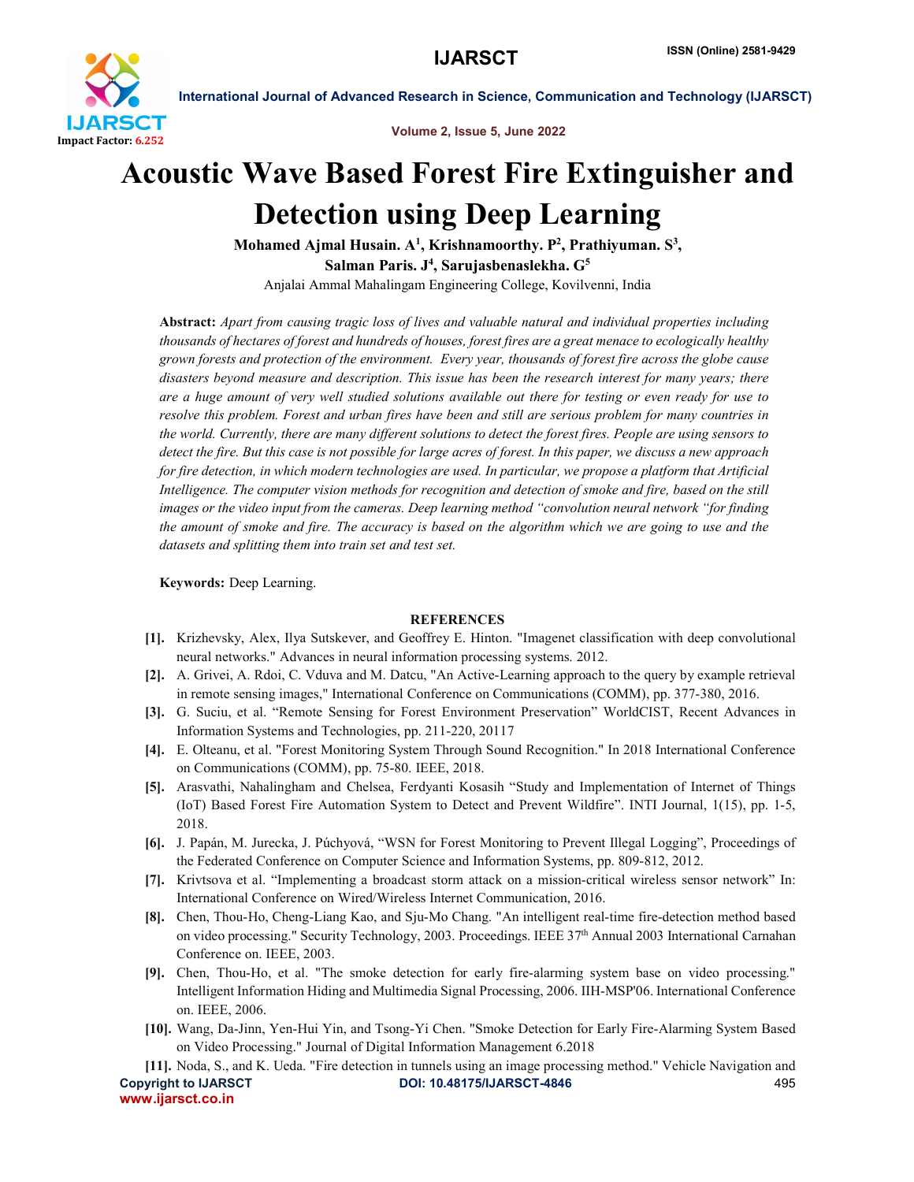# Acoustic Wave Based Forest Fire Extinguisher and Detection using Deep Learning

**Mohamed Ajmal Husain. A[1], Krishnamoorthy. P[2], Prathiyuman. S[3], Salman Paris. J[4], Sarujasbenaslekha. G[5]**

Anjalai Ammal Mahalingam Engineering College, Kovilvenni, India

**Abstract:** *Apart from causing tragic loss of lives and valuable natural and individual properties including thousands of hectares of forest and hundreds of houses, forest fires are a great menace to ecologically healthy grown forests and protection of the environment. Every year, thousands of forest fire across the globe cause disasters beyond measure and description. This issue has been the research interest for many years; there are a huge amount of very well studied solutions available out there for testing or even ready for use to resolve this problem. Forest and urban fires have been and still are serious problem for many countries in the world. Currently, there are many different solutions to detect the forest fires. People are using sensors to detect the fire. But this case is not possible for large acres of forest. In this paper, we discuss a new approach for fire detection, in which modern technologies are used. In particular, we propose a platform that Artificial Intelligence. The computer vision methods for recognition and detection of smoke and fire, based on the still images or the video input from the cameras. Deep learning method "convolution neural network "for finding the amount of smoke and fire. The accuracy is based on the algorithm which we are going to use and the datasets and splitting them into train set and test set.*

**Keywords:** Deep Learning.

## REFERENCES

[1]. Krizhevsky, Alex, Ilya Sutskever, and Geoffrey E. Hinton. "Imagenet classification with deep convolutional neural networks." Advances in neural information processing systems. 2012.

[2]. A. Grivei, A. Rdoi, C. Vduva and M. Datcu, "An Active-Learning approach to the query by example retrieval in remote sensing images," International Conference on Communications (COMM), pp. 377-380, 2016.

[3]. G. Suciu, et al. "Remote Sensing for Forest Environment Preservation" WorldCIST, Recent Advances in Information Systems and Technologies, pp. 211-220, 20117

[4]. E. Olteanu, et al. "Forest Monitoring System Through Sound Recognition." In 2018 International Conference on Communications (COMM), pp. 75-80. IEEE, 2018.

[5]. Arasvathi, Nahalingham and Chelsea, Ferdyanti Kosasih "Study and Implementation of Internet of Things (IoT) Based Forest Fire Automation System to Detect and Prevent Wildfire". INTI Journal, 1(15), pp. 1-5, 2018.

[6]. J. Papán, M. Jurecka, J. Púchyová, "WSN for Forest Monitoring to Prevent Illegal Logging", Proceedings of the Federated Conference on Computer Science and Information Systems, pp. 809-812, 2012.

[7]. Krivtsova et al. "Implementing a broadcast storm attack on a mission-critical wireless sensor network" In: International Conference on Wired/Wireless Internet Communication, 2016.

[8]. Chen, Thou-Ho, Cheng-Liang Kao, and Sju-Mo Chang. "An intelligent real-time fire-detection method based on video processing." Security Technology, 2003. Proceedings. IEEE 37th Annual 2003 International Carnahan Conference on. IEEE, 2003.

[9]. Chen, Thou-Ho, et al. "The smoke detection for early fire-alarming system base on video processing." Intelligent Information Hiding and Multimedia Signal Processing, 2006. IIH-MSP'06. International Conference on. IEEE, 2006.

[10]. Wang, Da-Jinn, Yen-Hui Yin, and Tsong-Yi Chen. "Smoke Detection for Early Fire-Alarming System Based on Video Processing." Journal of Digital Information Management 6.2018

[11]. Noda, S., and K. Ueda. "Fire detection in tunnels using an image processing method." Vehicle Navigation and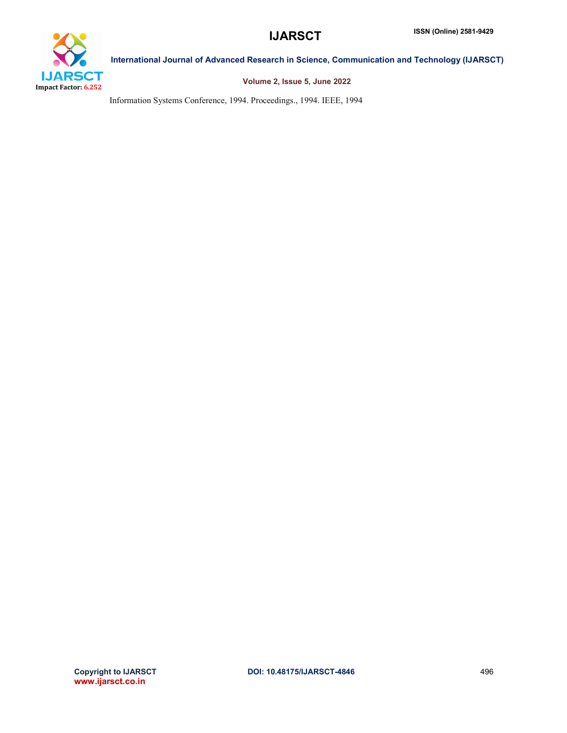Information Systems Conference, 1994. Proceedings., 1994. IEEE, 1994